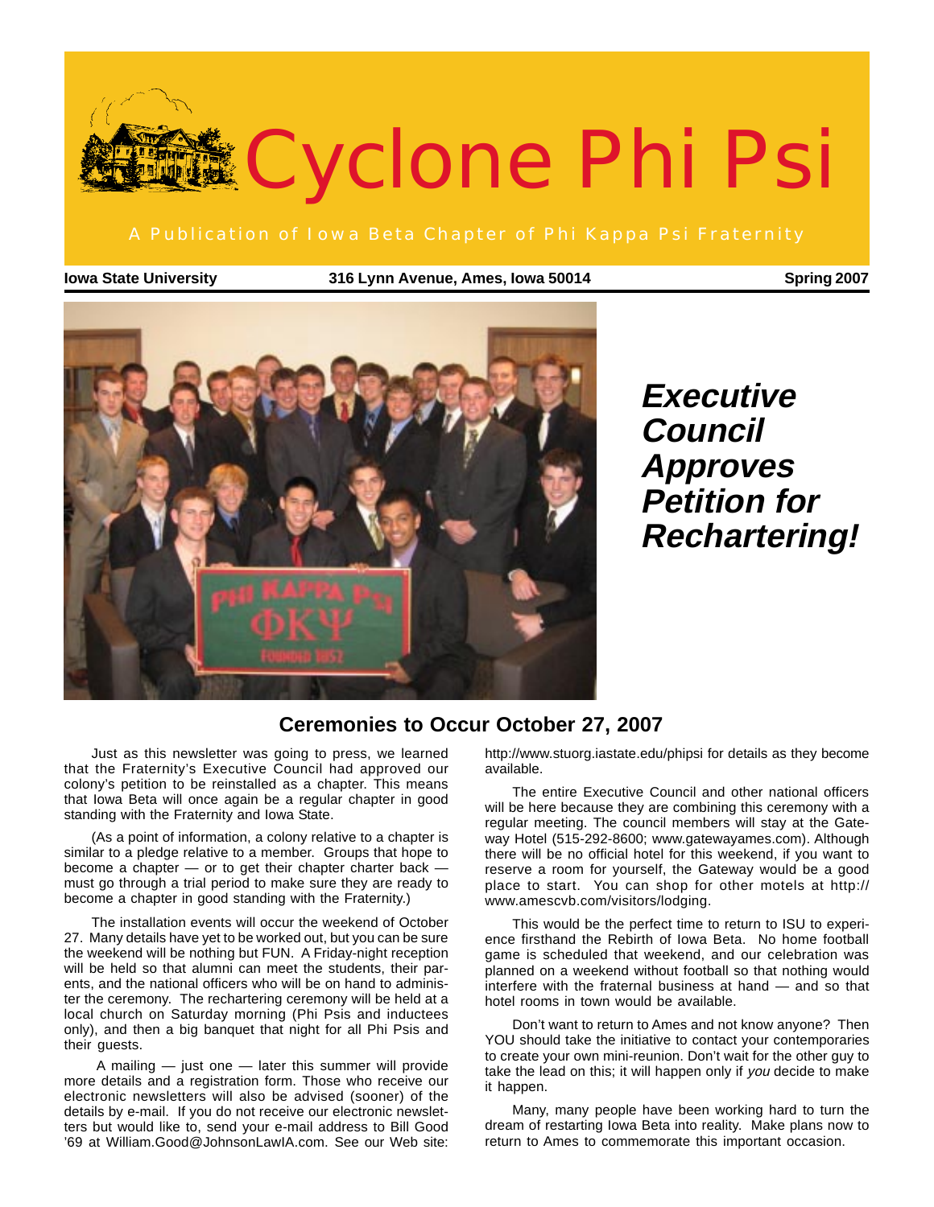# Cyclone Phi Psi

A Publication of Iowa Beta Chapter of Phi Kappa Psi Fraternity

**Iowa State University** | **316 Lynn Avenue, Ames, Iowa 50014** | **Spring 2007**

## *Executive Council Approves Petition for Rechartering!*

### Ceremonies to Occur October 27, 2007

Just as this newsletter was going to press, we learned that the Fraternity's Executive Council had approved our colony's petition to be reinstalled as a chapter. This means that Iowa Beta will once again be a regular chapter in good standing with the Fraternity and Iowa State.

(As a point of information, a colony relative to a chapter is similar to a pledge relative to a member. Groups that hope to become a chapter — or to get their chapter charter back — must go through a trial period to make sure they are ready to become a chapter in good standing with the Fraternity.)

The installation events will occur the weekend of October 27. Many details have yet to be worked out, but you can be sure the weekend will be nothing but FUN. A Friday-night reception will be held so that alumni can meet the students, their parents, and the national officers who will be on hand to administer the ceremony. The rechartering ceremony will be held at a local church on Saturday morning (Phi Psis and inductees only), and then a big banquet that night for all Phi Psis and their guests.

A mailing — just one — later this summer will provide more details and a registration form. Those who receive our electronic newsletters will also be advised (sooner) of the details by e-mail. If you do not receive our electronic newsletters but would like to, send your e-mail address to Bill Good '69 at William.Good@JohnsonLawIA.com. See our Web site: http://www.stuorg.iastate.edu/phipsi for details as they become available.

The entire Executive Council and other national officers will be here because they are combining this ceremony with a regular meeting. The council members will stay at the Gateway Hotel (515-292-8600; www.gatewayames.com). Although there will be no official hotel for this weekend, if you want to reserve a room for yourself, the Gateway would be a good place to start. You can shop for other motels at http://www.amescvb.com/visitors/lodging.

This would be the perfect time to return to ISU to experience firsthand the Rebirth of Iowa Beta. No home football game is scheduled that weekend, and our celebration was planned on a weekend without football so that nothing would interfere with the fraternal business at hand — and so that hotel rooms in town would be available.

Don't want to return to Ames and not know anyone? Then YOU should take the initiative to contact your contemporaries to create your own mini-reunion. Don't wait for the other guy to take the lead on this; it will happen only if *you* decide to make it happen.

Many, many people have been working hard to turn the dream of restarting Iowa Beta into reality. Make plans now to return to Ames to commemorate this important occasion.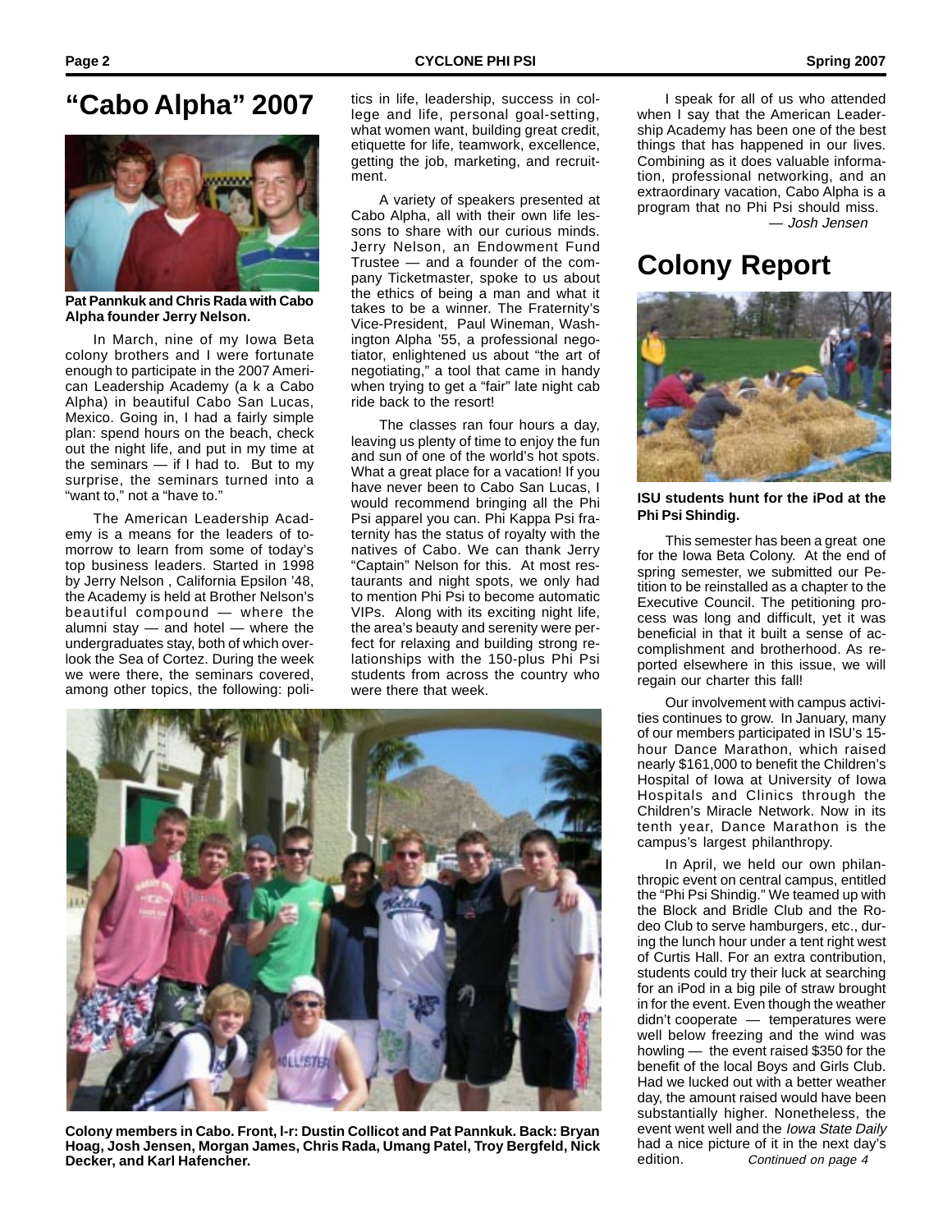# "Cabo Alpha" 2007

**Pat Pannkuk and Chris Rada with Cabo Alpha founder Jerry Nelson.**

In March, nine of my Iowa Beta colony brothers and I were fortunate enough to participate in the 2007 American Leadership Academy (a k a Cabo Alpha) in beautiful Cabo San Lucas, Mexico. Going in, I had a fairly simple plan: spend hours on the beach, check out the night life, and put in my time at the seminars — if I had to. But to my surprise, the seminars turned into a "want to," not a "have to."

The American Leadership Academy is a means for the leaders of tomorrow to learn from some of today's top business leaders. Started in 1998 by Jerry Nelson , California Epsilon '48, the Academy is held at Brother Nelson's beautiful compound — where the alumni stay — and hotel — where the undergraduates stay, both of which overlook the Sea of Cortez. During the week we were there, the seminars covered, among other topics, the following: politics in life, leadership, success in college and life, personal goal-setting, what women want, building great credit, etiquette for life, teamwork, excellence, getting the job, marketing, and recruitment.

A variety of speakers presented at Cabo Alpha, all with their own life lessons to share with our curious minds. Jerry Nelson, an Endowment Fund Trustee — and a founder of the company Ticketmaster, spoke to us about the ethics of being a man and what it takes to be a winner. The Fraternity's Vice-President, Paul Wineman, Washington Alpha '55, a professional negotiator, enlightened us about "the art of negotiating," a tool that came in handy when trying to get a "fair" late night cab ride back to the resort!

The classes ran four hours a day, leaving us plenty of time to enjoy the fun and sun of one of the world's hot spots. What a great place for a vacation! If you have never been to Cabo San Lucas, I would recommend bringing all the Phi Psi apparel you can. Phi Kappa Psi fraternity has the status of royalty with the natives of Cabo. We can thank Jerry "Captain" Nelson for this. At most restaurants and night spots, we only had to mention Phi Psi to become automatic VIPs. Along with its exciting night life, the area's beauty and serenity were perfect for relaxing and building strong relationships with the 150-plus Phi Psi students from across the country who were there that week.

I speak for all of us who attended when I say that the American Leadership Academy has been one of the best things that has happened in our lives. Combining as it does valuable information, professional networking, and an extraordinary vacation, Cabo Alpha is a program that no Phi Psi should miss.

*— Josh Jensen*

**Colony members in Cabo. Front, l-r: Dustin Collicot and Pat Pannkuk. Back: Bryan Hoag, Josh Jensen, Morgan James, Chris Rada, Umang Patel, Troy Bergfeld, Nick Decker, and Karl Hafencher.**

# Colony Report

**ISU students hunt for the iPod at the Phi Psi Shindig.**

This semester has been a great one for the Iowa Beta Colony. At the end of spring semester, we submitted our Petition to be reinstalled as a chapter to the Executive Council. The petitioning process was long and difficult, yet it was beneficial in that it built a sense of accomplishment and brotherhood. As reported elsewhere in this issue, we will regain our charter this fall!

Our involvement with campus activities continues to grow. In January, many of our members participated in ISU's 15-hour Dance Marathon, which raised nearly $161,000 to benefit the Children's Hospital of Iowa at University of Iowa Hospitals and Clinics through the Children's Miracle Network. Now in its tenth year, Dance Marathon is the campus's largest philanthropy.

In April, we held our own philanthropic event on central campus, entitled the "Phi Psi Shindig." We teamed up with the Block and Bridle Club and the Rodeo Club to serve hamburgers, etc., during the lunch hour under a tent right west of Curtis Hall. For an extra contribution, students could try their luck at searching for an iPod in a big pile of straw brought in for the event. Even though the weather didn't cooperate — temperatures were well below freezing and the wind was howling — the event raised $350 for the benefit of the local Boys and Girls Club. Had we lucked out with a better weather day, the amount raised would have been substantially higher. Nonetheless, the event went well and the *Iowa State Daily* had a nice picture of it in the next day's edition. *Continued on page 4*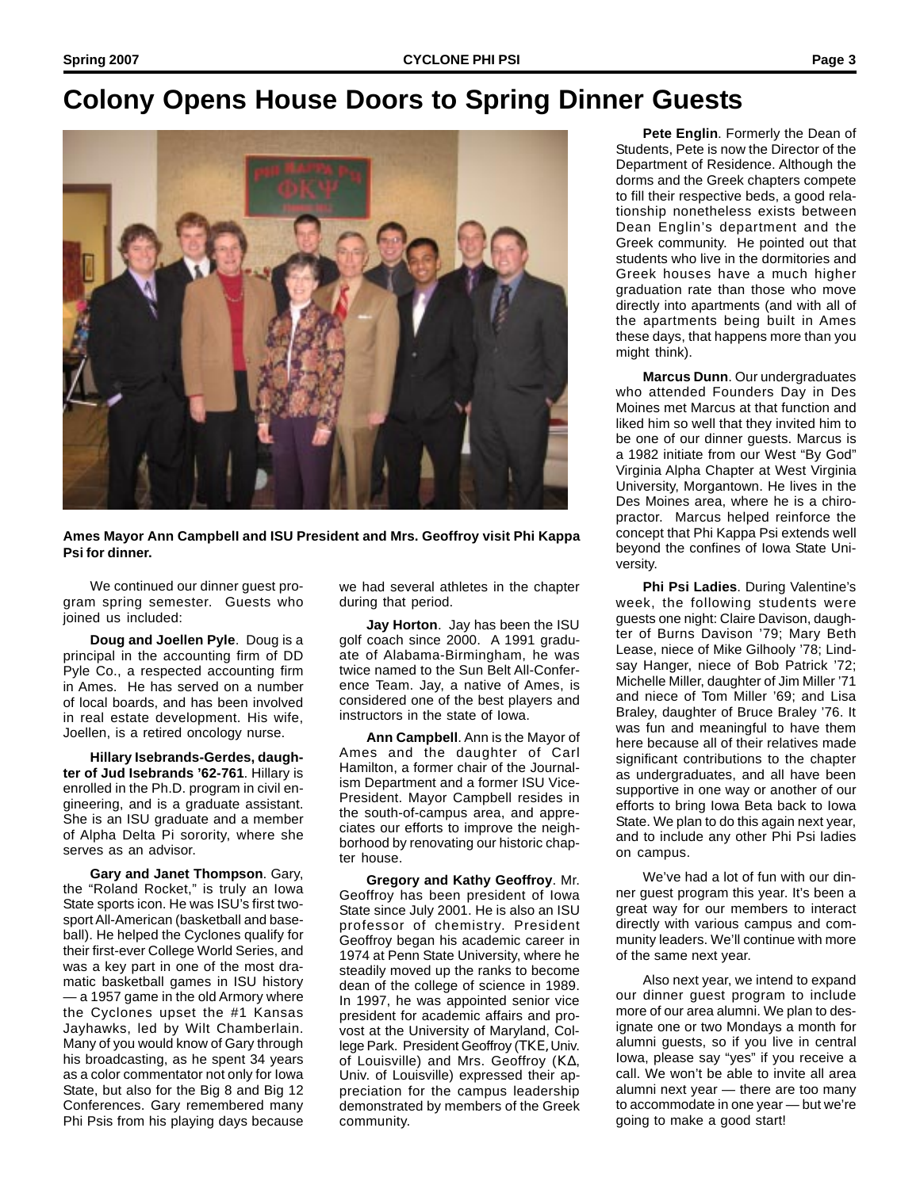# Colony Opens House Doors to Spring Dinner Guests

Ames Mayor Ann Campbell and ISU President and Mrs. Geoffroy visit Phi Kappa Psi for dinner.

We continued our dinner guest program spring semester. Guests who joined us included:

**Doug and Joellen Pyle**. Doug is a principal in the accounting firm of DD Pyle Co., a respected accounting firm in Ames. He has served on a number of local boards, and has been involved in real estate development. His wife, Joellen, is a retired oncology nurse.

**Hillary Isebrands-Gerdes, daughter of Jud Isebrands '62-761**. Hillary is enrolled in the Ph.D. program in civil engineering, and is a graduate assistant. She is an ISU graduate and a member of Alpha Delta Pi sorority, where she serves as an advisor.

**Gary and Janet Thompson**. Gary, the "Roland Rocket," is truly an Iowa State sports icon. He was ISU's first two-sport All-American (basketball and baseball). He helped the Cyclones qualify for their first-ever College World Series, and was a key part in one of the most dramatic basketball games in ISU history — a 1957 game in the old Armory where the Cyclones upset the #1 Kansas Jayhawks, led by Wilt Chamberlain. Many of you would know of Gary through his broadcasting, as he spent 34 years as a color commentator not only for Iowa State, but also for the Big 8 and Big 12 Conferences. Gary remembered many Phi Psis from his playing days because we had several athletes in the chapter during that period.

**Jay Horton**. Jay has been the ISU golf coach since 2000. A 1991 graduate of Alabama-Birmingham, he was twice named to the Sun Belt All-Conference Team. Jay, a native of Ames, is considered one of the best players and instructors in the state of Iowa.

**Ann Campbell**. Ann is the Mayor of Ames and the daughter of Carl Hamilton, a former chair of the Journalism Department and a former ISU Vice-President. Mayor Campbell resides in the south-of-campus area, and appreciates our efforts to improve the neighborhood by renovating our historic chapter house.

**Gregory and Kathy Geoffroy**. Mr. Geoffroy has been president of Iowa State since July 2001. He is also an ISU professor of chemistry. President Geoffroy began his academic career in 1974 at Penn State University, where he steadily moved up the ranks to become dean of the college of science in 1989. In 1997, he was appointed senior vice president for academic affairs and provost at the University of Maryland, College Park. President Geoffroy (TKE, Univ. of Louisville) and Mrs. Geoffroy (KΔ, Univ. of Louisville) expressed their appreciation for the campus leadership demonstrated by members of the Greek community.

**Pete Englin**. Formerly the Dean of Students, Pete is now the Director of the Department of Residence. Although the dorms and the Greek chapters compete to fill their respective beds, a good relationship nonetheless exists between Dean Englin's department and the Greek community. He pointed out that students who live in the dormitories and Greek houses have a much higher graduation rate than those who move directly into apartments (and with all of the apartments being built in Ames these days, that happens more than you might think).

**Marcus Dunn**. Our undergraduates who attended Founders Day in Des Moines met Marcus at that function and liked him so well that they invited him to be one of our dinner guests. Marcus is a 1982 initiate from our West "By God" Virginia Alpha Chapter at West Virginia University, Morgantown. He lives in the Des Moines area, where he is a chiropractor. Marcus helped reinforce the concept that Phi Kappa Psi extends well beyond the confines of Iowa State University.

**Phi Psi Ladies**. During Valentine's week, the following students were guests one night: Claire Davison, daughter of Burns Davison '79; Mary Beth Lease, niece of Mike Gilhooly '78; Lindsay Hanger, niece of Bob Patrick '72; Michelle Miller, daughter of Jim Miller '71 and niece of Tom Miller '69; and Lisa Braley, daughter of Bruce Braley '76. It was fun and meaningful to have them here because all of their relatives made significant contributions to the chapter as undergraduates, and all have been supportive in one way or another of our efforts to bring Iowa Beta back to Iowa State. We plan to do this again next year, and to include any other Phi Psi ladies on campus.

We've had a lot of fun with our dinner guest program this year. It's been a great way for our members to interact directly with various campus and community leaders. We'll continue with more of the same next year.

Also next year, we intend to expand our dinner guest program to include more of our area alumni. We plan to designate one or two Mondays a month for alumni guests, so if you live in central Iowa, please say "yes" if you receive a call. We won't be able to invite all area alumni next year — there are too many to accommodate in one year — but we're going to make a good start!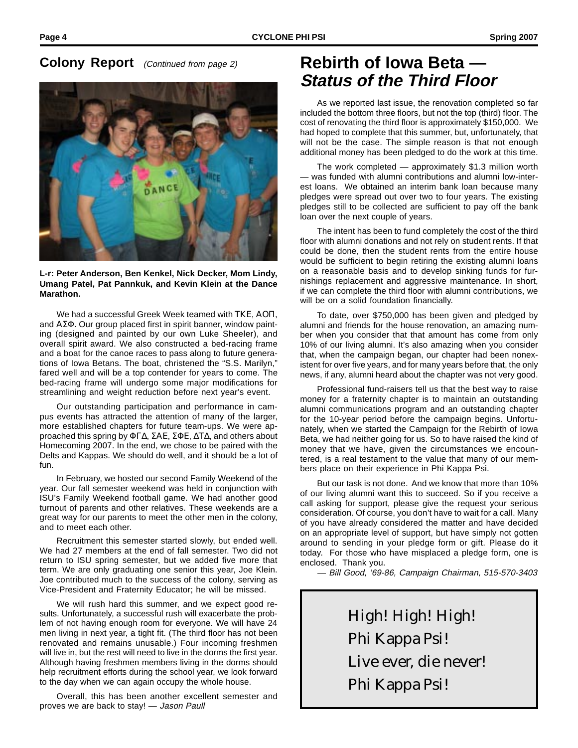## Colony Report *(Continued from page 2)*

**L-r: Peter Anderson, Ben Kenkel, Nick Decker, Mom Lindy, Umang Patel, Pat Pannkuk, and Kevin Klein at the Dance Marathon.**

We had a successful Greek Week teamed with ΤΚΕ, ΑΟΠ, and ΑΣΦ. Our group placed first in spirit banner, window painting (designed and painted by our own Luke Sheeler), and overall spirit award. We also constructed a bed-racing frame and a boat for the canoe races to pass along to future generations of Iowa Betans. The boat, christened the "S.S. Marilyn," fared well and will be a top contender for years to come. The bed-racing frame will undergo some major modifications for streamlining and weight reduction before next year's event.

Our outstanding participation and performance in campus events has attracted the attention of many of the larger, more established chapters for future team-ups. We were approached this spring by ΦΓΔ, ΣΑΕ, ΣΦΕ, ΔΤΔ, and others about Homecoming 2007. In the end, we chose to be paired with the Delts and Kappas. We should do well, and it should be a lot of fun.

In February, we hosted our second Family Weekend of the year. Our fall semester weekend was held in conjunction with ISU's Family Weekend football game. We had another good turnout of parents and other relatives. These weekends are a great way for our parents to meet the other men in the colony, and to meet each other.

Recruitment this semester started slowly, but ended well. We had 27 members at the end of fall semester. Two did not return to ISU spring semester, but we added five more that term. We are only graduating one senior this year, Joe Klein. Joe contributed much to the success of the colony, serving as Vice-President and Fraternity Educator; he will be missed.

We will rush hard this summer, and we expect good results. Unfortunately, a successful rush will exacerbate the problem of not having enough room for everyone. We will have 24 men living in next year, a tight fit. (The third floor has not been renovated and remains unusable.) Four incoming freshmen will live in, but the rest will need to live in the dorms the first year. Although having freshmen members living in the dorms should help recruitment efforts during the school year, we look forward to the day when we can again occupy the whole house.

Overall, this has been another excellent semester and proves we are back to stay! — *Jason Paull*

# Rebirth of Iowa Beta — *Status of the Third Floor*

As we reported last issue, the renovation completed so far included the bottom three floors, but not the top (third) floor. The cost of renovating the third floor is approximately $150,000. We had hoped to complete that this summer, but, unfortunately, that will not be the case. The simple reason is that not enough additional money has been pledged to do the work at this time.

The work completed — approximately $1.3 million worth — was funded with alumni contributions and alumni low-interest loans. We obtained an interim bank loan because many pledges were spread out over two to four years. The existing pledges still to be collected are sufficient to pay off the bank loan over the next couple of years.

The intent has been to fund completely the cost of the third floor with alumni donations and not rely on student rents. If that could be done, then the student rents from the entire house would be sufficient to begin retiring the existing alumni loans on a reasonable basis and to develop sinking funds for furnishings replacement and aggressive maintenance. In short, if we can complete the third floor with alumni contributions, we will be on a solid foundation financially.

To date, over $750,000 has been given and pledged by alumni and friends for the house renovation, an amazing number when you consider that that amount has come from only 10% of our living alumni. It's also amazing when you consider that, when the campaign began, our chapter had been nonexistent for over five years, and for many years before that, the only news, if any, alumni heard about the chapter was not very good.

Professional fund-raisers tell us that the best way to raise money for a fraternity chapter is to maintain an outstanding alumni communications program and an outstanding chapter for the 10-year period before the campaign begins. Unfortunately, when we started the Campaign for the Rebirth of Iowa Beta, we had neither going for us. So to have raised the kind of money that we have, given the circumstances we encountered, is a real testament to the value that many of our members place on their experience in Phi Kappa Psi.

But our task is not done. And we know that more than 10% of our living alumni want this to succeed. So if you receive a call asking for support, please give the request your serious consideration. Of course, you don't have to wait for a call. Many of you have already considered the matter and have decided on an appropriate level of support, but have simply not gotten around to sending in your pledge form or gift. Please do it today. For those who have misplaced a pledge form, one is enclosed. Thank you.

*— Bill Good, '69-86, Campaign Chairman, 515-570-3403*

High! High! High!
Phi Kappa Psi!
Live ever, die never!
Phi Kappa Psi!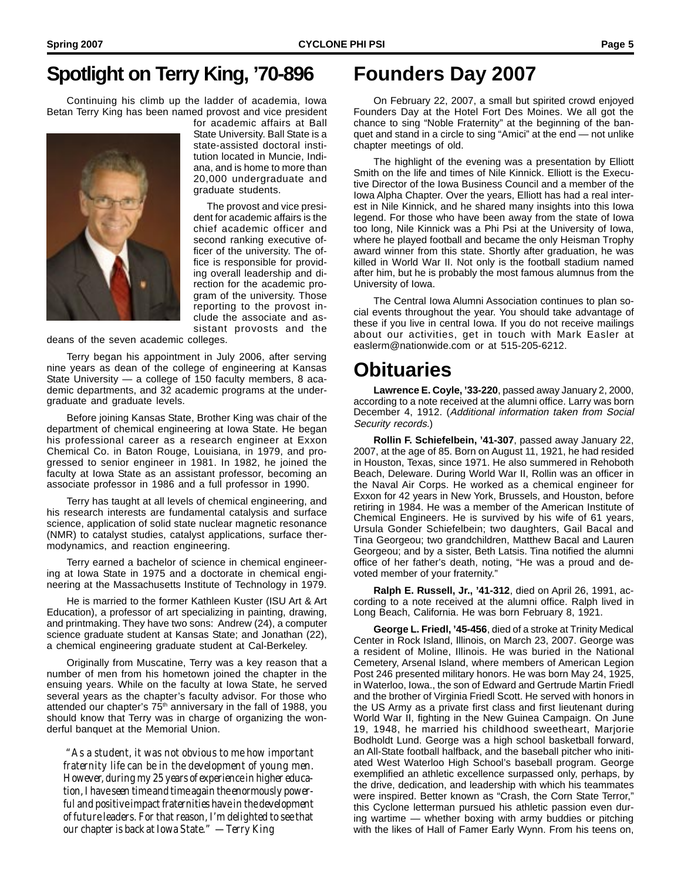# Spotlight on Terry King, '70-896

Continuing his climb up the ladder of academia, Iowa Betan Terry King has been named provost and vice president for academic affairs at Ball State University. Ball State is a state-assisted doctoral institution located in Muncie, Indiana, and is home to more than 20,000 undergraduate and graduate students.

The provost and vice president for academic affairs is the chief academic officer and second ranking executive officer of the university. The office is responsible for providing overall leadership and direction for the academic program of the university. Those reporting to the provost include the associate and assistant provosts and the deans of the seven academic colleges.

Terry began his appointment in July 2006, after serving nine years as dean of the college of engineering at Kansas State University — a college of 150 faculty members, 8 academic departments, and 32 academic programs at the undergraduate and graduate levels.

Before joining Kansas State, Brother King was chair of the department of chemical engineering at Iowa State. He began his professional career as a research engineer at Exxon Chemical Co. in Baton Rouge, Louisiana, in 1979, and progressed to senior engineer in 1981. In 1982, he joined the faculty at Iowa State as an assistant professor, becoming an associate professor in 1986 and a full professor in 1990.

Terry has taught at all levels of chemical engineering, and his research interests are fundamental catalysis and surface science, application of solid state nuclear magnetic resonance (NMR) to catalyst studies, catalyst applications, surface thermodynamics, and reaction engineering.

Terry earned a bachelor of science in chemical engineering at Iowa State in 1975 and a doctorate in chemical engineering at the Massachusetts Institute of Technology in 1979.

He is married to the former Kathleen Kuster (ISU Art & Art Education), a professor of art specializing in painting, drawing, and printmaking. They have two sons: Andrew (24), a computer science graduate student at Kansas State; and Jonathan (22), a chemical engineering graduate student at Cal-Berkeley.

Originally from Muscatine, Terry was a key reason that a number of men from his hometown joined the chapter in the ensuing years. While on the faculty at Iowa State, he served several years as the chapter's faculty advisor. For those who attended our chapter's 75th anniversary in the fall of 1988, you should know that Terry was in charge of organizing the wonderful banquet at the Memorial Union.

*"As a student, it was not obvious to me how important fraternity life can be in the development of young men. However, during my 25 years of experience in higher education, I have seen time and time again the enormously powerful and positive impact fraternities have in the development of future leaders. For that reason, I'm delighted to see that our chapter is back at Iowa State." —Terry King*

# Founders Day 2007

On February 22, 2007, a small but spirited crowd enjoyed Founders Day at the Hotel Fort Des Moines. We all got the chance to sing "Noble Fraternity" at the beginning of the banquet and stand in a circle to sing "Amici" at the end — not unlike chapter meetings of old.

The highlight of the evening was a presentation by Elliott Smith on the life and times of Nile Kinnick. Elliott is the Executive Director of the Iowa Business Council and a member of the Iowa Alpha Chapter. Over the years, Elliott has had a real interest in Nile Kinnick, and he shared many insights into this Iowa legend. For those who have been away from the state of Iowa too long, Nile Kinnick was a Phi Psi at the University of Iowa, where he played football and became the only Heisman Trophy award winner from this state. Shortly after graduation, he was killed in World War II. Not only is the football stadium named after him, but he is probably the most famous alumnus from the University of Iowa.

The Central Iowa Alumni Association continues to plan social events throughout the year. You should take advantage of these if you live in central Iowa. If you do not receive mailings about our activities, get in touch with Mark Easler at easlerm@nationwide.com or at 515-205-6212.

# Obituaries

**Lawrence E. Coyle, '33-220**, passed away January 2, 2000, according to a note received at the alumni office. Larry was born December 4, 1912. (*Additional information taken from Social Security records.*)

**Rollin F. Schiefelbein, '41-307**, passed away January 22, 2007, at the age of 85. Born on August 11, 1921, he had resided in Houston, Texas, since 1971. He also summered in Rehoboth Beach, Deleware. During World War II, Rollin was an officer in the Naval Air Corps. He worked as a chemical engineer for Exxon for 42 years in New York, Brussels, and Houston, before retiring in 1984. He was a member of the American Institute of Chemical Engineers. He is survived by his wife of 61 years, Ursula Gonder Schiefelbein; two daughters, Gail Bacal and Tina Georgeou; two grandchildren, Matthew Bacal and Lauren Georgeou; and by a sister, Beth Latsis. Tina notified the alumni office of her father's death, noting, "He was a proud and devoted member of your fraternity."

**Ralph E. Russell, Jr., '41-312**, died on April 26, 1991, according to a note received at the alumni office. Ralph lived in Long Beach, California. He was born February 8, 1921.

**George L. Friedl, '45-456**, died of a stroke at Trinity Medical Center in Rock Island, Illinois, on March 23, 2007. George was a resident of Moline, Illinois. He was buried in the National Cemetery, Arsenal Island, where members of American Legion Post 246 presented military honors. He was born May 24, 1925, in Waterloo, Iowa., the son of Edward and Gertrude Martin Friedl and the brother of Virginia Friedl Scott. He served with honors in the US Army as a private first class and first lieutenant during World War II, fighting in the New Guinea Campaign. On June 19, 1948, he married his childhood sweetheart, Marjorie Bodholdt Lund. George was a high school basketball forward, an All-State football halfback, and the baseball pitcher who initiated West Waterloo High School's baseball program. George exemplified an athletic excellence surpassed only, perhaps, by the drive, dedication, and leadership with which his teammates were inspired. Better known as "Crash, the Corn State Terror," this Cyclone letterman pursued his athletic passion even during wartime — whether boxing with army buddies or pitching with the likes of Hall of Famer Early Wynn. From his teens on,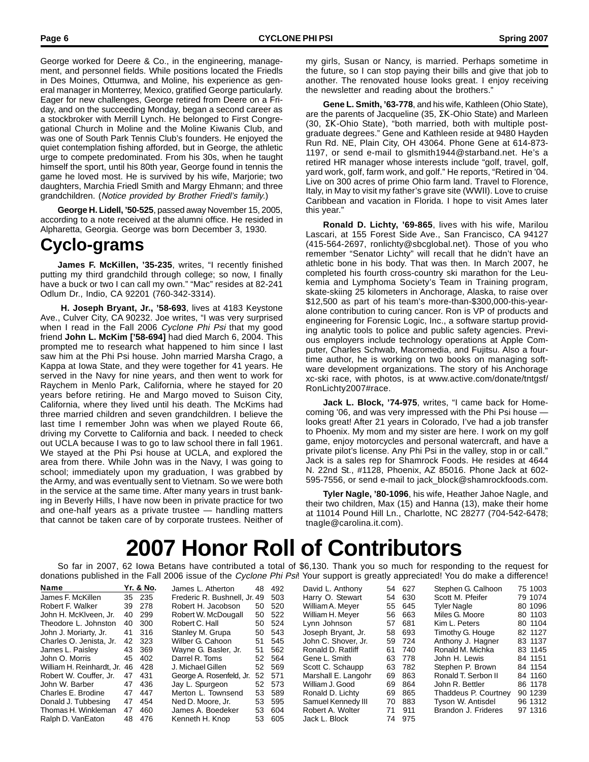George worked for Deere & Co., in the engineering, management, and personnel fields. While positions located the Friedls in Des Moines, Ottumwa, and Moline, his experience as general manager in Monterrey, Mexico, gratified George particularly. Eager for new challenges, George retired from Deere on a Friday, and on the succeeding Monday, began a second career as a stockbroker with Merrill Lynch. He belonged to First Congregational Church in Moline and the Moline Kiwanis Club, and was one of South Park Tennis Club's founders. He enjoyed the quiet contemplation fishing afforded, but in George, the athletic urge to compete predominated. From his 30s, when he taught himself the sport, until his 80th year, George found in tennis the game he loved most. He is survived by his wife, Marjorie; two daughters, Marchia Friedl Smith and Margy Ehmann; and three grandchildren. (*Notice provided by Brother Friedl's family.*)

**George H. Lidell, '50-525**, passed away November 15, 2005, according to a note received at the alumni office. He resided in Alpharetta, Georgia. George was born December 3, 1930.

# Cyclo-grams

**James F. McKillen, '35-235**, writes, "I recently finished putting my third grandchild through college; so now, I finally have a buck or two I can call my own." "Mac" resides at 82-241 Odlum Dr., Indio, CA 92201 (760-342-3314).

**H. Joseph Bryant, Jr., '58-693**, lives at 4183 Keystone Ave., Culver City, CA 90232. Joe writes, "I was very surprised when I read in the Fall 2006 *Cyclone Phi Psi* that my good friend **John L. McKim ['58-694]** had died March 6, 2004. This prompted me to research what happened to him since I last saw him at the Phi Psi house. John married Marsha Crago, a Kappa at Iowa State, and they were together for 41 years. He served in the Navy for nine years, and then went to work for Raychem in Menlo Park, California, where he stayed for 20 years before retiring. He and Margo moved to Suison City, California, where they lived until his death. The McKims had three married children and seven grandchildren. I believe the last time I remember John was when we played Route 66, driving my Corvette to California and back. I needed to check out UCLA because I was to go to law school there in fall 1961. We stayed at the Phi Psi house at UCLA, and explored the area from there. While John was in the Navy, I was going to school; immediately upon my graduation, I was grabbed by the Army, and was eventually sent to Vietnam. So we were both in the service at the same time. After many years in trust banking in Beverly Hills, I have now been in private practice for two and one-half years as a private trustee — handling matters that cannot be taken care of by corporate trustees. Neither of my girls, Susan or Nancy, is married. Perhaps sometime in the future, so I can stop paying their bills and give that job to another. The renovated house looks great. I enjoy receiving the newsletter and reading about the brothers."

**Gene L. Smith, '63-778**, and his wife, Kathleen (Ohio State), are the parents of Jacqueline (35, ΣK-Ohio State) and Marleen (30, ΣK-Ohio State), "both married, both with multiple post-graduate degrees." Gene and Kathleen reside at 9480 Hayden Run Rd. NE, Plain City, OH 43064. Phone Gene at 614-873-1197, or send e-mail to glsmith1944@starband.net. He's a retired HR manager whose interests include "golf, travel, golf, yard work, golf, farm work, and golf." He reports, "Retired in '04. Live on 300 acres of prime Ohio farm land. Travel to Florence, Italy, in May to visit my father's grave site (WWII). Love to cruise Caribbean and vacation in Florida. I hope to visit Ames later this year."

**Ronald D. Lichty, '69-865**, lives with his wife, Marilou Lascari, at 155 Forest Side Ave., San Francisco, CA 94127 (415-564-2697, ronlichty@sbcglobal.net). Those of you who remember "Senator Lichty" will recall that he didn't have an athletic bone in his body. That was then. In March 2007, he completed his fourth cross-country ski marathon for the Leukemia and Lymphoma Society's Team in Training program, skate-skiing 25 kilometers in Anchorage, Alaska, to raise over $12,500 as part of his team's more-than-$300,000-this-year-alone contribution to curing cancer. Ron is VP of products and engineering for Forensic Logic, Inc., a software startup providing analytic tools to police and public safety agencies. Previous employers include technology operations at Apple Computer, Charles Schwab, Macromedia, and Fujitsu. Also a four-time author, he is working on two books on managing software development organizations. The story of his Anchorage xc-ski race, with photos, is at www.active.com/donate/tntgsf/RonLichty2007#race.

**Jack L. Block, '74-975**, writes, "I came back for Homecoming '06, and was very impressed with the Phi Psi house — looks great! After 21 years in Colorado, I've had a job transfer to Phoenix. My mom and my sister are here. I work on my golf game, enjoy motorcycles and personal watercraft, and have a private pilot's license. Any Phi Psi in the valley, stop in or call." Jack is a sales rep for Shamrock Foods. He resides at 4644 N. 22nd St., #1128, Phoenix, AZ 85016. Phone Jack at 602-595-7556, or send e-mail to jack_block@shamrockfoods.com.

**Tyler Nagle, '80-1096**, his wife, Heather Jahoe Nagle, and their two children, Max (15) and Hanna (13), make their home at 11014 Pound Hill Ln., Charlotte, NC 28277 (704-542-6478; tnagle@carolina.it.com).

# 2007 Honor Roll of Contributors

So far in 2007, 62 Iowa Betans have contributed a total of $6,130. Thank you so much for responding to the request for donations published in the Fall 2006 issue of the *Cyclone Phi Psi*! Your support is greatly appreciated! You do make a difference!

| Name | Yr. | No. |
|---|---|---|
| James F. McKillen | 35 | 235 |
| Robert F. Walker | 39 | 278 |
| John H. McKlveen, Jr. | 40 | 299 |
| Theodore L. Johnston | 40 | 300 |
| John J. Moriarty, Jr. | 41 | 316 |
| Charles O. Jenista, Jr. | 42 | 323 |
| James L. Paisley | 43 | 369 |
| John O. Morris | 45 | 402 |
| William H. Reinhardt, Jr. | 46 | 428 |
| Robert W. Couffer, Jr. | 47 | 431 |
| John W. Barber | 47 | 436 |
| Charles E. Brodine | 47 | 447 |
| Donald J. Tubbesing | 47 | 454 |
| Thomas H. Winkleman | 47 | 460 |
| Ralph D. VanEaton | 48 | 476 |
| James L. Atherton | 48 | 492 |
| Frederic R. Bushnell, Jr. | 49 | 503 |
| Robert H. Jacobson | 50 | 520 |
| Robert W. McDougall | 50 | 522 |
| Robert C. Hall | 50 | 524 |
| Stanley M. Grupa | 50 | 543 |
| Wilber G. Cahoon | 51 | 545 |
| Wayne G. Basler, Jr. | 51 | 562 |
| Darrel R. Toms | 52 | 564 |
| J. Michael Gillen | 52 | 569 |
| George A. Rosenfeld, Jr. | 52 | 571 |
| Jay L. Spurgeon | 52 | 573 |
| Merton L. Townsend | 53 | 589 |
| Ned D. Moore, Jr. | 53 | 595 |
| James A. Boedeker | 53 | 604 |
| Kenneth H. Knop | 53 | 605 |
| David L. Anthony | 54 | 627 |
| Harry O. Stewart | 54 | 630 |
| William A. Meyer | 55 | 645 |
| William H. Meyer | 56 | 663 |
| Lynn Johnson | 57 | 681 |
| Joseph Bryant, Jr. | 58 | 693 |
| John C. Shover, Jr. | 59 | 724 |
| Ronald D. Ratliff | 61 | 740 |
| Gene L. Smith | 63 | 778 |
| Scott C. Schaupp | 63 | 782 |
| Marshall E. Langohr | 69 | 863 |
| William J. Good | 69 | 864 |
| Ronald D. Lichty | 69 | 865 |
| Samuel Kennedy III | 70 | 883 |
| Robert A. Wolter | 71 | 911 |
| Jack L. Block | 74 | 975 |
| Stephen G. Calhoon | 75 | 1003 |
| Scott M. Pfeifer | 79 | 1074 |
| Tyler Nagle | 80 | 1096 |
| Miles G. Moore | 80 | 1103 |
| Kim L. Peters | 80 | 1104 |
| Timothy G. Houge | 82 | 1127 |
| Anthony J. Hagner | 83 | 1137 |
| Ronald M. Michka | 83 | 1145 |
| John H. Lewis | 84 | 1151 |
| Stephen P. Brown | 84 | 1154 |
| Ronald T. Serbon II | 84 | 1160 |
| John R. Bettler | 86 | 1178 |
| Thaddeus P. Courtney | 90 | 1239 |
| Tyson W. Antisdel | 96 | 1312 |
| Brandon J. Frideres | 97 | 1316 |